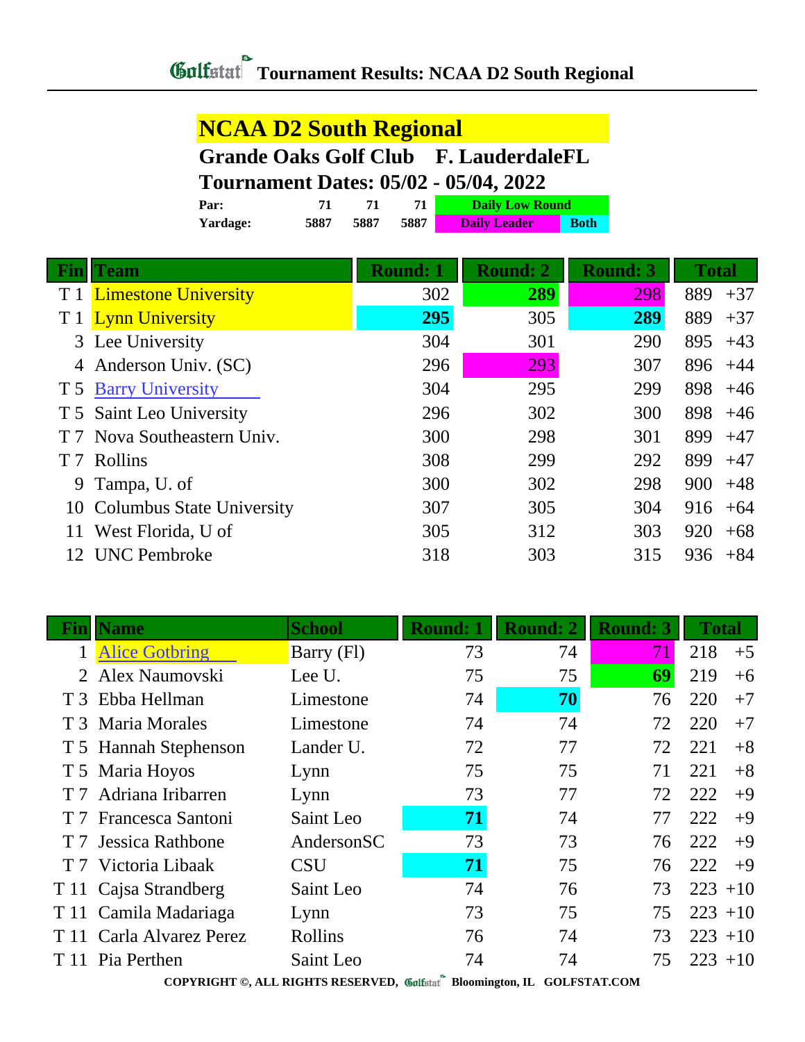# Golfstat Tournament Results: NCAA D2 South Regional

## NCAA D2 South Regional

### Grande Oaks Golf Club F. LauderdaleFL

### Tournament Dates: 05/02 - 05/04, 2022

| | | | | |
|---|---|---|---|---|
| **Par:** | **71** | **71** | **71** | **Daily Low Round** |
| **Yardage:** | **5887** | **5887** | **5887** | **Daily Leader** / **Both** |

| Fin | Team | Round: 1 | Round: 2 | Round: 3 | Total | |
|---|---|---|---|---|---|---|
| T 1 | Limestone University | 302 | **289** | 298 | 889 | +37 |
| T 1 | Lynn University | **295** | 305 | **289** | 889 | +37 |
| 3 | Lee University | 304 | 301 | 290 | 895 | +43 |
| 4 | Anderson Univ. (SC) | 296 | 293 | 307 | 896 | +44 |
| T 5 | Barry University | 304 | 295 | 299 | 898 | +46 |
| T 5 | Saint Leo University | 296 | 302 | 300 | 898 | +46 |
| T 7 | Nova Southeastern Univ. | 300 | 298 | 301 | 899 | +47 |
| T 7 | Rollins | 308 | 299 | 292 | 899 | +47 |
| 9 | Tampa, U. of | 300 | 302 | 298 | 900 | +48 |
| 10 | Columbus State University | 307 | 305 | 304 | 916 | +64 |
| 11 | West Florida, U of | 305 | 312 | 303 | 920 | +68 |
| 12 | UNC Pembroke | 318 | 303 | 315 | 936 | +84 |

| Fin | Name | School | Round: 1 | Round: 2 | Round: 3 | Total | |
|---|---|---|---|---|---|---|---|
| 1 | Alice Gotbring | Barry (Fl) | 73 | 74 | 71 | 218 | +5 |
| 2 | Alex Naumovski | Lee U. | 75 | 75 | **69** | 219 | +6 |
| T 3 | Ebba Hellman | Limestone | 74 | **70** | 76 | 220 | +7 |
| T 3 | Maria Morales | Limestone | 74 | 74 | 72 | 220 | +7 |
| T 5 | Hannah Stephenson | Lander U. | 72 | 77 | 72 | 221 | +8 |
| T 5 | Maria Hoyos | Lynn | 75 | 75 | 71 | 221 | +8 |
| T 7 | Adriana Iribarren | Lynn | 73 | 77 | 72 | 222 | +9 |
| T 7 | Francesca Santoni | Saint Leo | **71** | 74 | 77 | 222 | +9 |
| T 7 | Jessica Rathbone | AndersonSC | 73 | 73 | 76 | 222 | +9 |
| T 7 | Victoria Libaak | CSU | **71** | 75 | 76 | 222 | +9 |
| T 11 | Cajsa Strandberg | Saint Leo | 74 | 76 | 73 | 223 | +10 |
| T 11 | Camila Madariaga | Lynn | 73 | 75 | 75 | 223 | +10 |
| T 11 | Carla Alvarez Perez | Rollins | 76 | 74 | 73 | 223 | +10 |
| T 11 | Pia Perthen | Saint Leo | 74 | 74 | 75 | 223 | +10 |

COPYRIGHT ©, ALL RIGHTS RESERVED, Golfstat Bloomington, IL GOLFSTAT.COM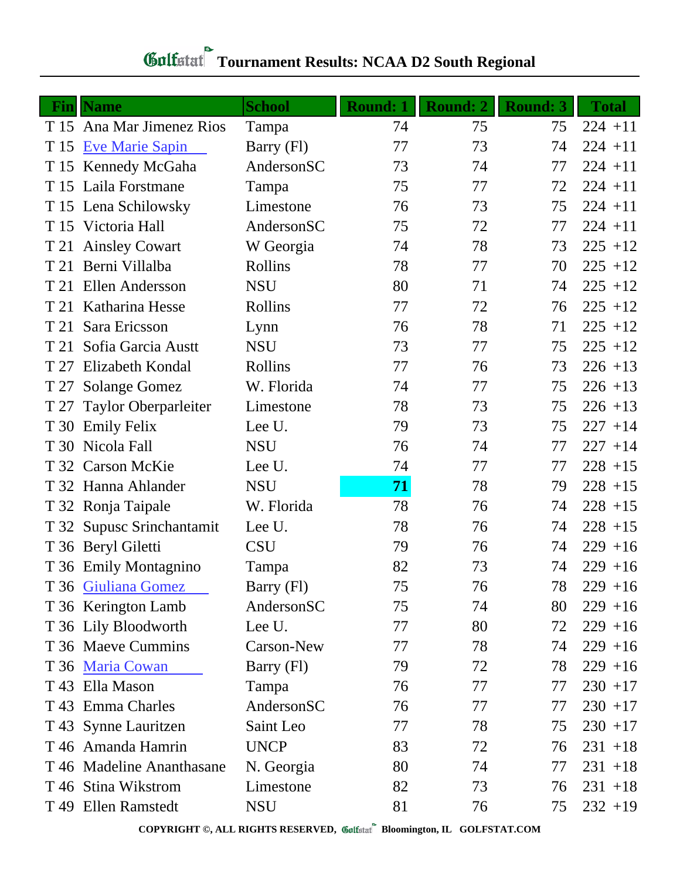# Golfstat Tournament Results: NCAA D2 South Regional

| Fin | Name | School | Round: 1 | Round: 2 | Round: 3 | Total | |
|---|---|---|---|---|---|---|---|
| T 15 | Ana Mar Jimenez Rios | Tampa | 74 | 75 | 75 | 224 | +11 |
| T 15 | Eve Marie Sapin | Barry (Fl) | 77 | 73 | 74 | 224 | +11 |
| T 15 | Kennedy McGaha | AndersonSC | 73 | 74 | 77 | 224 | +11 |
| T 15 | Laila Forstmane | Tampa | 75 | 77 | 72 | 224 | +11 |
| T 15 | Lena Schilowsky | Limestone | 76 | 73 | 75 | 224 | +11 |
| T 15 | Victoria Hall | AndersonSC | 75 | 72 | 77 | 224 | +11 |
| T 21 | Ainsley Cowart | W Georgia | 74 | 78 | 73 | 225 | +12 |
| T 21 | Berni Villalba | Rollins | 78 | 77 | 70 | 225 | +12 |
| T 21 | Ellen Andersson | NSU | 80 | 71 | 74 | 225 | +12 |
| T 21 | Katharina Hesse | Rollins | 77 | 72 | 76 | 225 | +12 |
| T 21 | Sara Ericsson | Lynn | 76 | 78 | 71 | 225 | +12 |
| T 21 | Sofia Garcia Austt | NSU | 73 | 77 | 75 | 225 | +12 |
| T 27 | Elizabeth Kondal | Rollins | 77 | 76 | 73 | 226 | +13 |
| T 27 | Solange Gomez | W. Florida | 74 | 77 | 75 | 226 | +13 |
| T 27 | Taylor Oberparleiter | Limestone | 78 | 73 | 75 | 226 | +13 |
| T 30 | Emily Felix | Lee U. | 79 | 73 | 75 | 227 | +14 |
| T 30 | Nicola Fall | NSU | 76 | 74 | 77 | 227 | +14 |
| T 32 | Carson McKie | Lee U. | 74 | 77 | 77 | 228 | +15 |
| T 32 | Hanna Ahlander | NSU | **71** | 78 | 79 | 228 | +15 |
| T 32 | Ronja Taipale | W. Florida | 78 | 76 | 74 | 228 | +15 |
| T 32 | Supusc Srinchantamit | Lee U. | 78 | 76 | 74 | 228 | +15 |
| T 36 | Beryl Giletti | CSU | 79 | 76 | 74 | 229 | +16 |
| T 36 | Emily Montagnino | Tampa | 82 | 73 | 74 | 229 | +16 |
| T 36 | Giuliana Gomez | Barry (Fl) | 75 | 76 | 78 | 229 | +16 |
| T 36 | Kerington Lamb | AndersonSC | 75 | 74 | 80 | 229 | +16 |
| T 36 | Lily Bloodworth | Lee U. | 77 | 80 | 72 | 229 | +16 |
| T 36 | Maeve Cummins | Carson-New | 77 | 78 | 74 | 229 | +16 |
| T 36 | Maria Cowan | Barry (Fl) | 79 | 72 | 78 | 229 | +16 |
| T 43 | Ella Mason | Tampa | 76 | 77 | 77 | 230 | +17 |
| T 43 | Emma Charles | AndersonSC | 76 | 77 | 77 | 230 | +17 |
| T 43 | Synne Lauritzen | Saint Leo | 77 | 78 | 75 | 230 | +17 |
| T 46 | Amanda Hamrin | UNCP | 83 | 72 | 76 | 231 | +18 |
| T 46 | Madeline Ananthasane | N. Georgia | 80 | 74 | 77 | 231 | +18 |
| T 46 | Stina Wikstrom | Limestone | 82 | 73 | 76 | 231 | +18 |
| T 49 | Ellen Ramstedt | NSU | 81 | 76 | 75 | 232 | +19 |

COPYRIGHT ©, ALL RIGHTS RESERVED, Golfstat Bloomington, IL GOLFSTAT.COM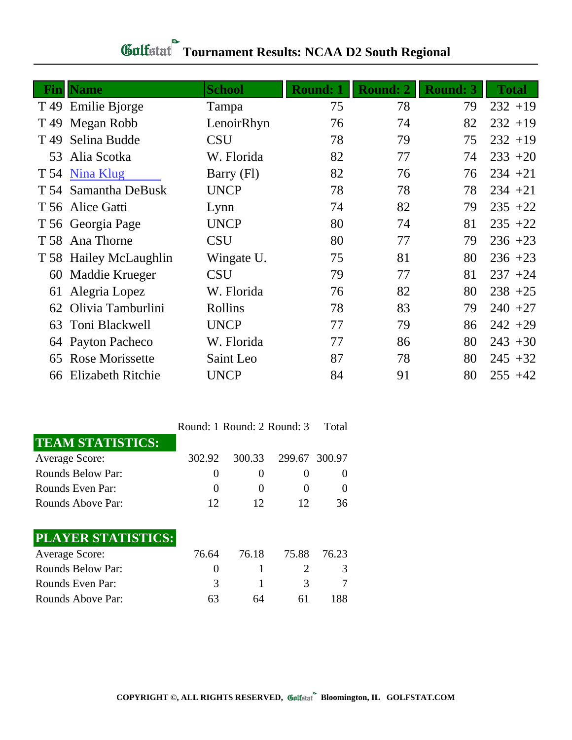# Golfstat Tournament Results: NCAA D2 South Regional

| Fin | Name | School | Round: 1 | Round: 2 | Round: 3 | Total | |
|---|---|---|---|---|---|---|---|
| T 49 | Emilie Bjorge | Tampa | 75 | 78 | 79 | 232 | +19 |
| T 49 | Megan Robb | LenoirRhyn | 76 | 74 | 82 | 232 | +19 |
| T 49 | Selina Budde | CSU | 78 | 79 | 75 | 232 | +19 |
| 53 | Alia Scotka | W. Florida | 82 | 77 | 74 | 233 | +20 |
| T 54 | Nina Klug | Barry (Fl) | 82 | 76 | 76 | 234 | +21 |
| T 54 | Samantha DeBusk | UNCP | 78 | 78 | 78 | 234 | +21 |
| T 56 | Alice Gatti | Lynn | 74 | 82 | 79 | 235 | +22 |
| T 56 | Georgia Page | UNCP | 80 | 74 | 81 | 235 | +22 |
| T 58 | Ana Thorne | CSU | 80 | 77 | 79 | 236 | +23 |
| T 58 | Hailey McLaughlin | Wingate U. | 75 | 81 | 80 | 236 | +23 |
| 60 | Maddie Krueger | CSU | 79 | 77 | 81 | 237 | +24 |
| 61 | Alegria Lopez | W. Florida | 76 | 82 | 80 | 238 | +25 |
| 62 | Olivia Tamburlini | Rollins | 78 | 83 | 79 | 240 | +27 |
| 63 | Toni Blackwell | UNCP | 77 | 79 | 86 | 242 | +29 |
| 64 | Payton Pacheco | W. Florida | 77 | 86 | 80 | 243 | +30 |
| 65 | Rose Morissette | Saint Leo | 87 | 78 | 80 | 245 | +32 |
| 66 | Elizabeth Ritchie | UNCP | 84 | 91 | 80 | 255 | +42 |

| TEAM STATISTICS: | Round: 1 | Round: 2 | Round: 3 | Total |
|---|---|---|---|---|
| Average Score: | 302.92 | 300.33 | 299.67 | 300.97 |
| Rounds Below Par: | 0 | 0 | 0 | 0 |
| Rounds Even Par: | 0 | 0 | 0 | 0 |
| Rounds Above Par: | 12 | 12 | 12 | 36 |

| PLAYER STATISTICS: | Round: 1 | Round: 2 | Round: 3 | Total |
|---|---|---|---|---|
| Average Score: | 76.64 | 76.18 | 75.88 | 76.23 |
| Rounds Below Par: | 0 | 1 | 2 | 3 |
| Rounds Even Par: | 3 | 1 | 3 | 7 |
| Rounds Above Par: | 63 | 64 | 61 | 188 |

COPYRIGHT ©, ALL RIGHTS RESERVED, Golfstat Bloomington, IL GOLFSTAT.COM